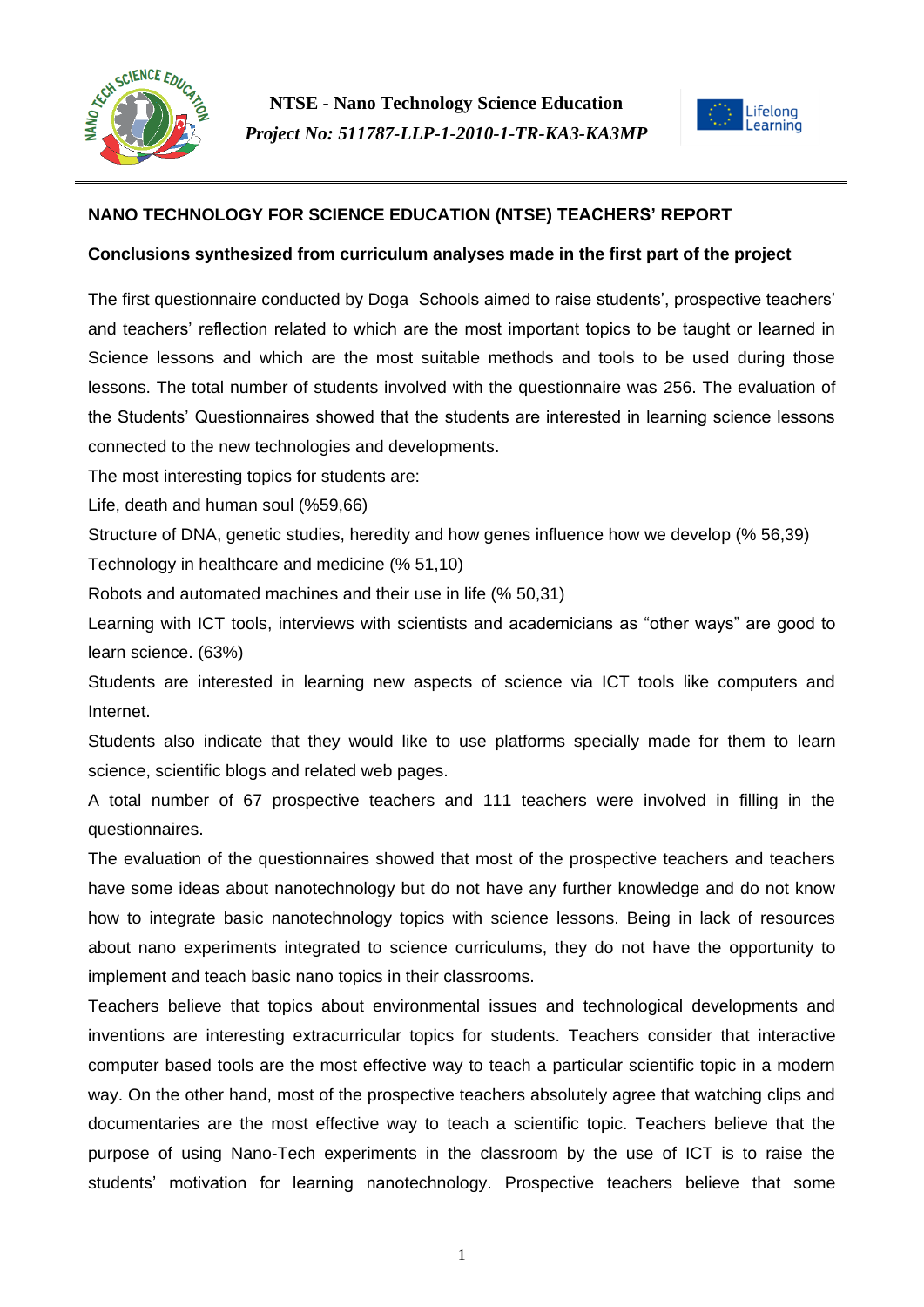**NTSE - Nano Technology Science Education**

*Project No: 511787-LLP-1-2010-1-TR-KA3-KA3MP*

## NANO TECHNOLOGY FOR SCIENCE EDUCATION (NTSE) TEACHERS' REPORT

### Conclusions synthesized from curriculum analyses made in the first part of the project

The first questionnaire conducted by Doga Schools aimed to raise students', prospective teachers' and teachers' reflection related to which are the most important topics to be taught or learned in Science lessons and which are the most suitable methods and tools to be used during those lessons. The total number of students involved with the questionnaire was 256. The evaluation of the Students' Questionnaires showed that the students are interested in learning science lessons connected to the new technologies and developments.

The most interesting topics for students are:

Life, death and human soul (%59,66)

Structure of DNA, genetic studies, heredity and how genes influence how we develop (% 56,39)

Technology in healthcare and medicine (% 51,10)

Robots and automated machines and their use in life (% 50,31)

Learning with ICT tools, interviews with scientists and academicians as "other ways" are good to learn science. (63%)

Students are interested in learning new aspects of science via ICT tools like computers and Internet.

Students also indicate that they would like to use platforms specially made for them to learn science, scientific blogs and related web pages.

A total number of 67 prospective teachers and 111 teachers were involved in filling in the questionnaires.

The evaluation of the questionnaires showed that most of the prospective teachers and teachers have some ideas about nanotechnology but do not have any further knowledge and do not know how to integrate basic nanotechnology topics with science lessons. Being in lack of resources about nano experiments integrated to science curriculums, they do not have the opportunity to implement and teach basic nano topics in their classrooms.

Teachers believe that topics about environmental issues and technological developments and inventions are interesting extracurricular topics for students. Teachers consider that interactive computer based tools are the most effective way to teach a particular scientific topic in a modern way. On the other hand, most of the prospective teachers absolutely agree that watching clips and documentaries are the most effective way to teach a scientific topic. Teachers believe that the purpose of using Nano-Tech experiments in the classroom by the use of ICT is to raise the students' motivation for learning nanotechnology. Prospective teachers believe that some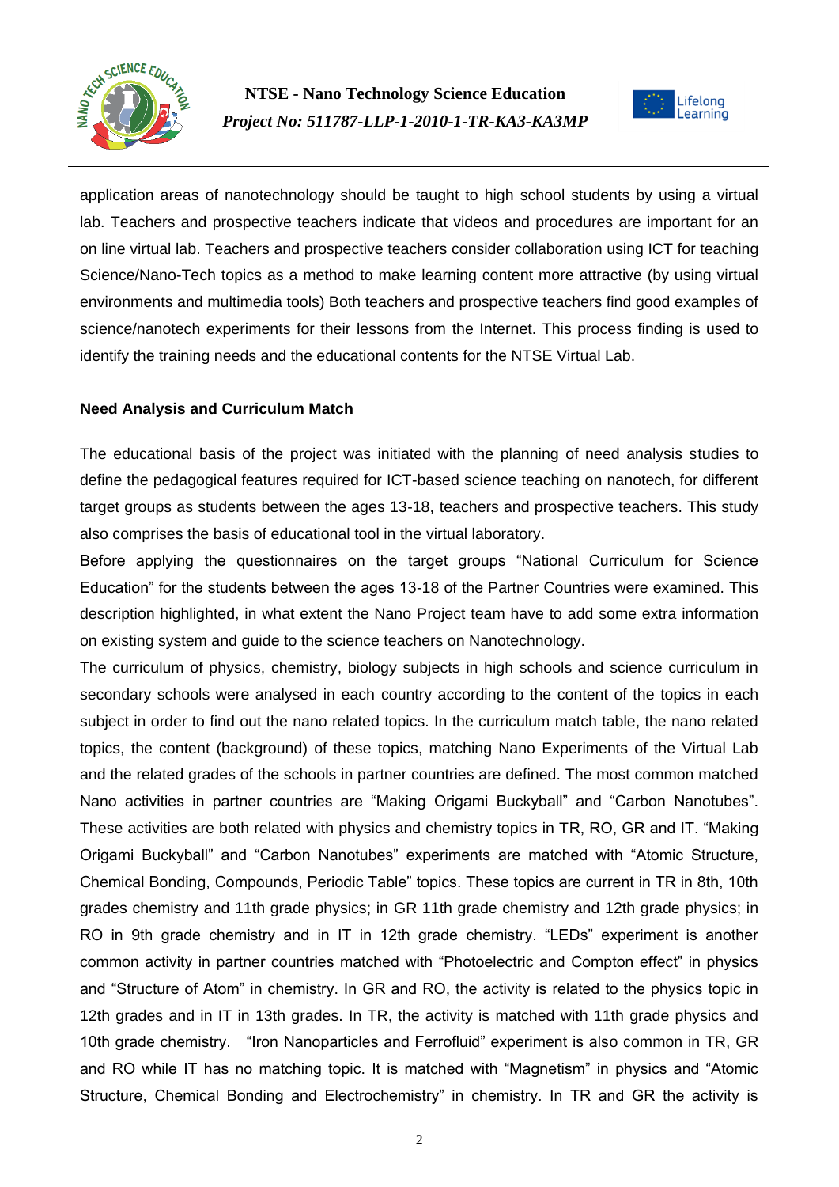application areas of nanotechnology should be taught to high school students by using a virtual lab. Teachers and prospective teachers indicate that videos and procedures are important for an on line virtual lab. Teachers and prospective teachers consider collaboration using ICT for teaching Science/Nano-Tech topics as a method to make learning content more attractive (by using virtual environments and multimedia tools) Both teachers and prospective teachers find good examples of science/nanotech experiments for their lessons from the Internet. This process finding is used to identify the training needs and the educational contents for the NTSE Virtual Lab.

**Need Analysis and Curriculum Match**

The educational basis of the project was initiated with the planning of need analysis studies to define the pedagogical features required for ICT-based science teaching on nanotech, for different target groups as students between the ages 13-18, teachers and prospective teachers. This study also comprises the basis of educational tool in the virtual laboratory.

Before applying the questionnaires on the target groups "National Curriculum for Science Education" for the students between the ages 13-18 of the Partner Countries were examined. This description highlighted, in what extent the Nano Project team have to add some extra information on existing system and guide to the science teachers on Nanotechnology.

The curriculum of physics, chemistry, biology subjects in high schools and science curriculum in secondary schools were analysed in each country according to the content of the topics in each subject in order to find out the nano related topics. In the curriculum match table, the nano related topics, the content (background) of these topics, matching Nano Experiments of the Virtual Lab and the related grades of the schools in partner countries are defined. The most common matched Nano activities in partner countries are "Making Origami Buckyball" and "Carbon Nanotubes". These activities are both related with physics and chemistry topics in TR, RO, GR and IT. "Making Origami Buckyball" and "Carbon Nanotubes" experiments are matched with "Atomic Structure, Chemical Bonding, Compounds, Periodic Table" topics. These topics are current in TR in 8th, 10th grades chemistry and 11th grade physics; in GR 11th grade chemistry and 12th grade physics; in RO in 9th grade chemistry and in IT in 12th grade chemistry. "LEDs" experiment is another common activity in partner countries matched with "Photoelectric and Compton effect" in physics and "Structure of Atom" in chemistry. In GR and RO, the activity is related to the physics topic in 12th grades and in IT in 13th grades. In TR, the activity is matched with 11th grade physics and 10th grade chemistry. "Iron Nanoparticles and Ferrofluid" experiment is also common in TR, GR and RO while IT has no matching topic. It is matched with "Magnetism" in physics and "Atomic Structure, Chemical Bonding and Electrochemistry" in chemistry. In TR and GR the activity is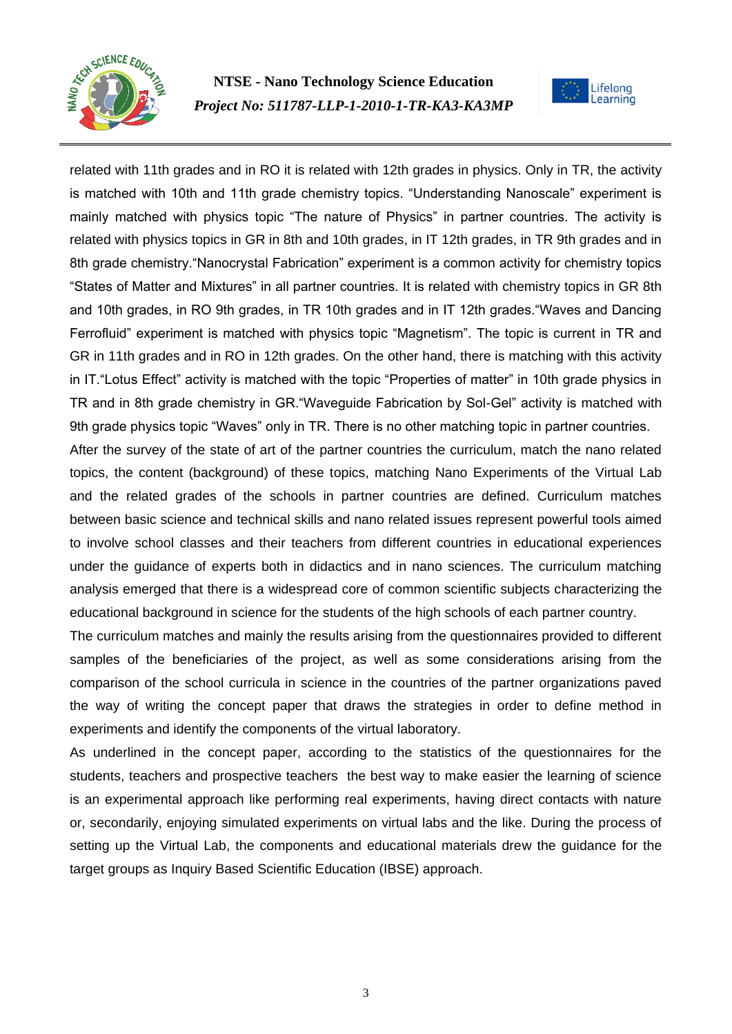related with 11th grades and in RO it is related with 12th grades in physics. Only in TR, the activity is matched with 10th and 11th grade chemistry topics. “Understanding Nanoscale” experiment is mainly matched with physics topic “The nature of Physics” in partner countries. The activity is related with physics topics in GR in 8th and 10th grades, in IT 12th grades, in TR 9th grades and in 8th grade chemistry.“Nanocrystal Fabrication” experiment is a common activity for chemistry topics “States of Matter and Mixtures” in all partner countries. It is related with chemistry topics in GR 8th and 10th grades, in RO 9th grades, in TR 10th grades and in IT 12th grades.“Waves and Dancing Ferrofluid” experiment is matched with physics topic “Magnetism”. The topic is current in TR and GR in 11th grades and in RO in 12th grades. On the other hand, there is matching with this activity in IT.“Lotus Effect” activity is matched with the topic “Properties of matter” in 10th grade physics in TR and in 8th grade chemistry in GR.“Waveguide Fabrication by Sol-Gel” activity is matched with 9th grade physics topic “Waves” only in TR. There is no other matching topic in partner countries.

After the survey of the state of art of the partner countries the curriculum, match the nano related topics, the content (background) of these topics, matching Nano Experiments of the Virtual Lab and the related grades of the schools in partner countries are defined. Curriculum matches between basic science and technical skills and nano related issues represent powerful tools aimed to involve school classes and their teachers from different countries in educational experiences under the guidance of experts both in didactics and in nano sciences. The curriculum matching analysis emerged that there is a widespread core of common scientific subjects characterizing the educational background in science for the students of the high schools of each partner country.

The curriculum matches and mainly the results arising from the questionnaires provided to different samples of the beneficiaries of the project, as well as some considerations arising from the comparison of the school curricula in science in the countries of the partner organizations paved the way of writing the concept paper that draws the strategies in order to define method in experiments and identify the components of the virtual laboratory.

As underlined in the concept paper, according to the statistics of the questionnaires for the students, teachers and prospective teachers the best way to make easier the learning of science is an experimental approach like performing real experiments, having direct contacts with nature or, secondarily, enjoying simulated experiments on virtual labs and the like. During the process of setting up the Virtual Lab, the components and educational materials drew the guidance for the target groups as Inquiry Based Scientific Education (IBSE) approach.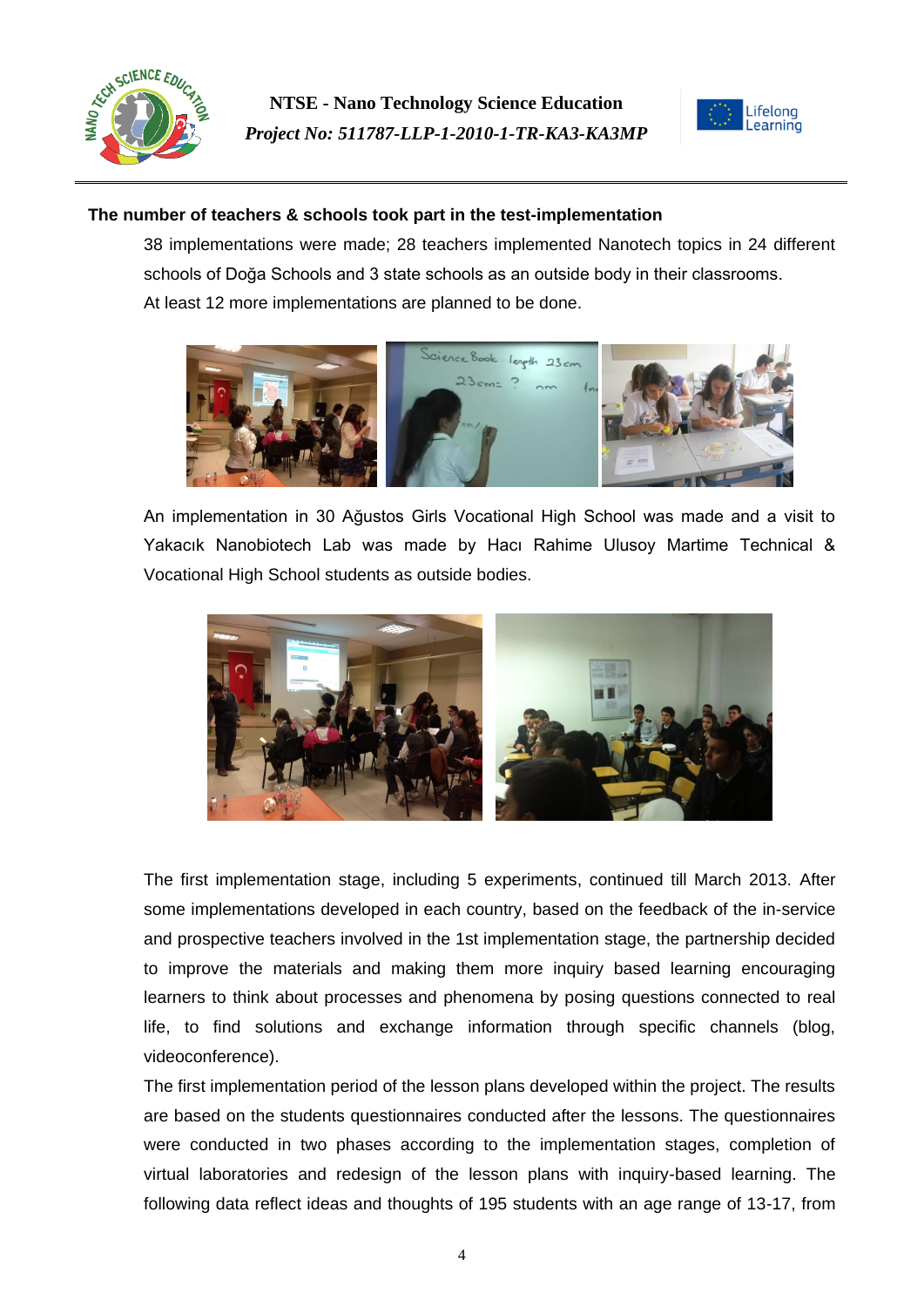**The number of teachers & schools took part in the test-implementation**

38 implementations were made; 28 teachers implemented Nanotech topics in 24 different schools of Doğa Schools and 3 state schools as an outside body in their classrooms.
At least 12 more implementations are planned to be done.

An implementation in 30 Ağustos Girls Vocational High School was made and a visit to Yakacık Nanobiotech Lab was made by Hacı Rahime Ulusoy Martime Technical & Vocational High School students as outside bodies.

The first implementation stage, including 5 experiments, continued till March 2013. After some implementations developed in each country, based on the feedback of the in-service and prospective teachers involved in the 1st implementation stage, the partnership decided to improve the materials and making them more inquiry based learning encouraging learners to think about processes and phenomena by posing questions connected to real life, to find solutions and exchange information through specific channels (blog, videoconference).

The first implementation period of the lesson plans developed within the project. The results are based on the students questionnaires conducted after the lessons. The questionnaires were conducted in two phases according to the implementation stages, completion of virtual laboratories and redesign of the lesson plans with inquiry-based learning. The following data reflect ideas and thoughts of 195 students with an age range of 13-17, from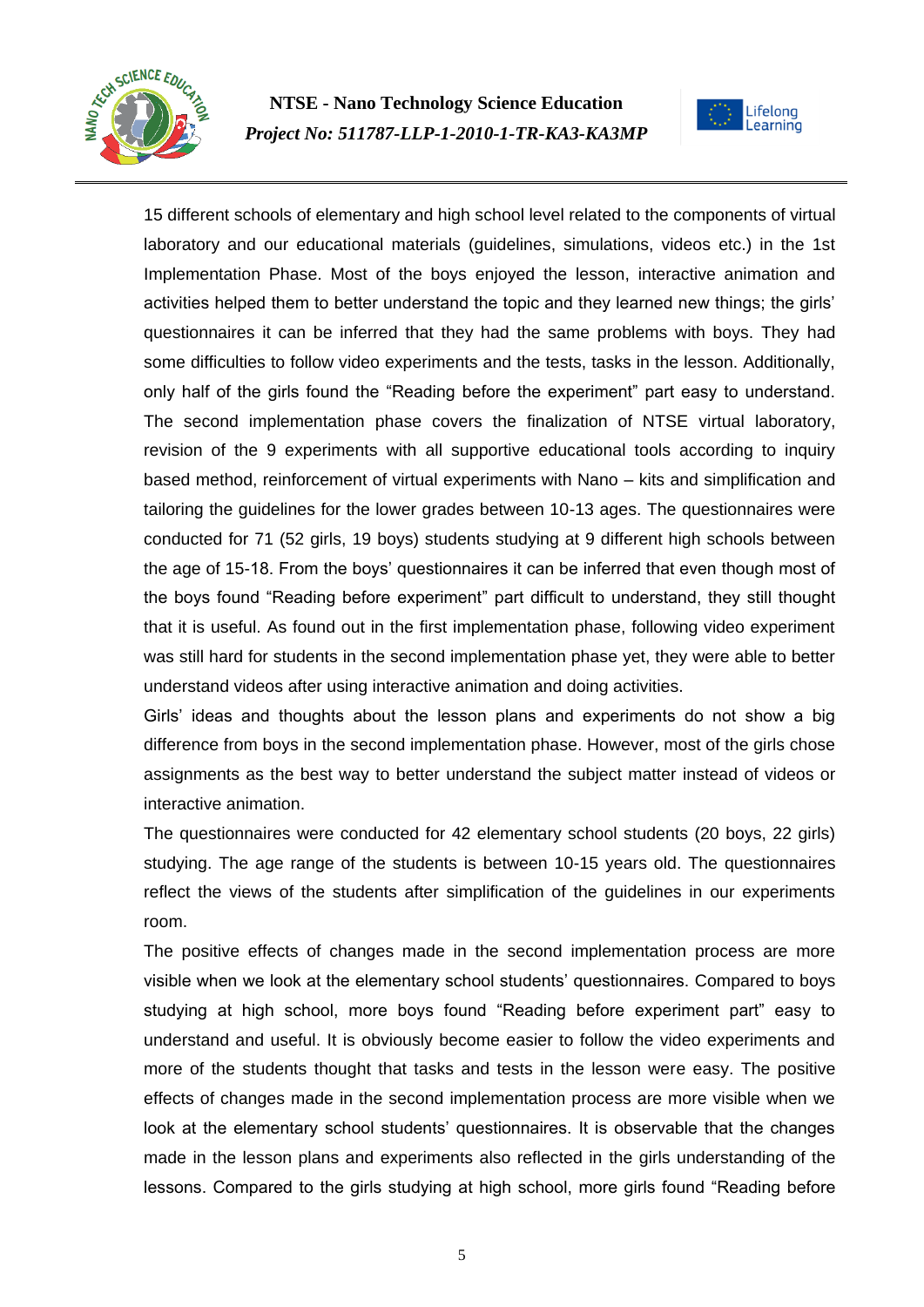15 different schools of elementary and high school level related to the components of virtual laboratory and our educational materials (guidelines, simulations, videos etc.) in the 1st Implementation Phase. Most of the boys enjoyed the lesson, interactive animation and activities helped them to better understand the topic and they learned new things; the girls' questionnaires it can be inferred that they had the same problems with boys. They had some difficulties to follow video experiments and the tests, tasks in the lesson. Additionally, only half of the girls found the "Reading before the experiment" part easy to understand. The second implementation phase covers the finalization of NTSE virtual laboratory, revision of the 9 experiments with all supportive educational tools according to inquiry based method, reinforcement of virtual experiments with Nano – kits and simplification and tailoring the guidelines for the lower grades between 10-13 ages. The questionnaires were conducted for 71 (52 girls, 19 boys) students studying at 9 different high schools between the age of 15-18. From the boys' questionnaires it can be inferred that even though most of the boys found "Reading before experiment" part difficult to understand, they still thought that it is useful. As found out in the first implementation phase, following video experiment was still hard for students in the second implementation phase yet, they were able to better understand videos after using interactive animation and doing activities.

Girls' ideas and thoughts about the lesson plans and experiments do not show a big difference from boys in the second implementation phase. However, most of the girls chose assignments as the best way to better understand the subject matter instead of videos or interactive animation.

The questionnaires were conducted for 42 elementary school students (20 boys, 22 girls) studying. The age range of the students is between 10-15 years old. The questionnaires reflect the views of the students after simplification of the guidelines in our experiments room.

The positive effects of changes made in the second implementation process are more visible when we look at the elementary school students' questionnaires. Compared to boys studying at high school, more boys found "Reading before experiment part" easy to understand and useful. It is obviously become easier to follow the video experiments and more of the students thought that tasks and tests in the lesson were easy. The positive effects of changes made in the second implementation process are more visible when we look at the elementary school students' questionnaires. It is observable that the changes made in the lesson plans and experiments also reflected in the girls understanding of the lessons. Compared to the girls studying at high school, more girls found "Reading before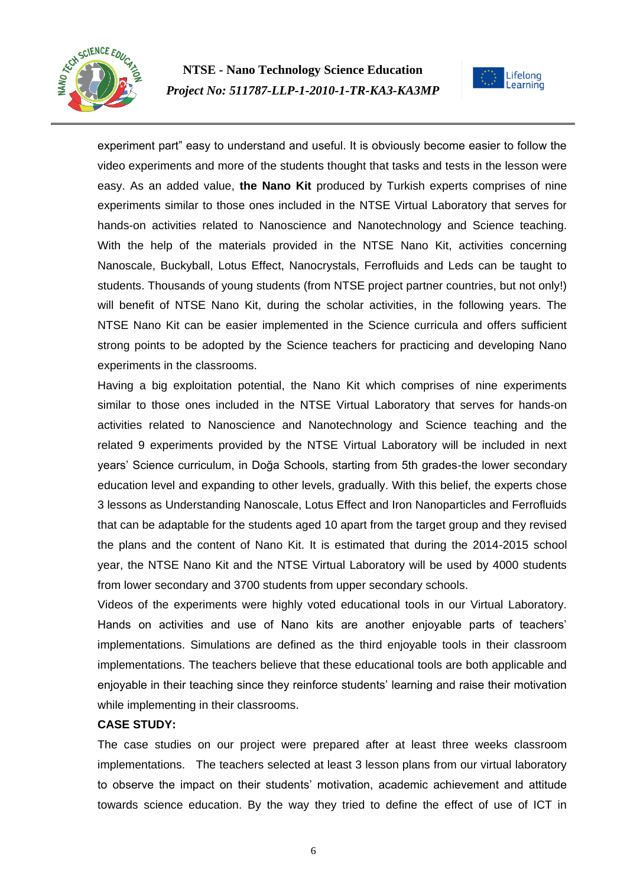experiment part" easy to understand and useful. It is obviously become easier to follow the video experiments and more of the students thought that tasks and tests in the lesson were easy. As an added value, **the Nano Kit** produced by Turkish experts comprises of nine experiments similar to those ones included in the NTSE Virtual Laboratory that serves for hands-on activities related to Nanoscience and Nanotechnology and Science teaching. With the help of the materials provided in the NTSE Nano Kit, activities concerning Nanoscale, Buckyball, Lotus Effect, Nanocrystals, Ferrofluids and Leds can be taught to students. Thousands of young students (from NTSE project partner countries, but not only!) will benefit of NTSE Nano Kit, during the scholar activities, in the following years. The NTSE Nano Kit can be easier implemented in the Science curricula and offers sufficient strong points to be adopted by the Science teachers for practicing and developing Nano experiments in the classrooms.

Having a big exploitation potential, the Nano Kit which comprises of nine experiments similar to those ones included in the NTSE Virtual Laboratory that serves for hands-on activities related to Nanoscience and Nanotechnology and Science teaching and the related 9 experiments provided by the NTSE Virtual Laboratory will be included in next years' Science curriculum, in Doğa Schools, starting from 5th grades-the lower secondary education level and expanding to other levels, gradually. With this belief, the experts chose 3 lessons as Understanding Nanoscale, Lotus Effect and Iron Nanoparticles and Ferrofluids that can be adaptable for the students aged 10 apart from the target group and they revised the plans and the content of Nano Kit. It is estimated that during the 2014-2015 school year, the NTSE Nano Kit and the NTSE Virtual Laboratory will be used by 4000 students from lower secondary and 3700 students from upper secondary schools.

Videos of the experiments were highly voted educational tools in our Virtual Laboratory. Hands on activities and use of Nano kits are another enjoyable parts of teachers' implementations. Simulations are defined as the third enjoyable tools in their classroom implementations. The teachers believe that these educational tools are both applicable and enjoyable in their teaching since they reinforce students' learning and raise their motivation while implementing in their classrooms.

**CASE STUDY:**

The case studies on our project were prepared after at least three weeks classroom implementations. The teachers selected at least 3 lesson plans from our virtual laboratory to observe the impact on their students' motivation, academic achievement and attitude towards science education. By the way they tried to define the effect of use of ICT in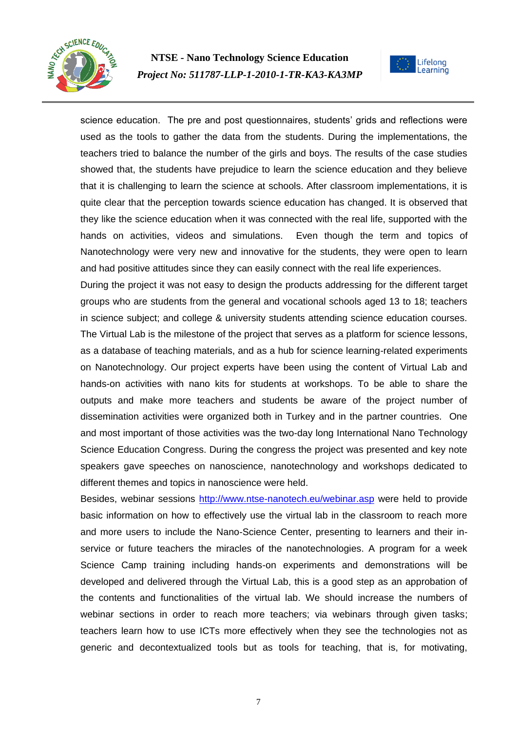science education. The pre and post questionnaires, students' grids and reflections were used as the tools to gather the data from the students. During the implementations, the teachers tried to balance the number of the girls and boys. The results of the case studies showed that, the students have prejudice to learn the science education and they believe that it is challenging to learn the science at schools. After classroom implementations, it is quite clear that the perception towards science education has changed. It is observed that they like the science education when it was connected with the real life, supported with the hands on activities, videos and simulations. Even though the term and topics of Nanotechnology were very new and innovative for the students, they were open to learn and had positive attitudes since they can easily connect with the real life experiences.

During the project it was not easy to design the products addressing for the different target groups who are students from the general and vocational schools aged 13 to 18; teachers in science subject; and college & university students attending science education courses. The Virtual Lab is the milestone of the project that serves as a platform for science lessons, as a database of teaching materials, and as a hub for science learning-related experiments on Nanotechnology. Our project experts have been using the content of Virtual Lab and hands-on activities with nano kits for students at workshops. To be able to share the outputs and make more teachers and students be aware of the project number of dissemination activities were organized both in Turkey and in the partner countries. One and most important of those activities was the two-day long International Nano Technology Science Education Congress. During the congress the project was presented and key note speakers gave speeches on nanoscience, nanotechnology and workshops dedicated to different themes and topics in nanoscience were held.

Besides, webinar sessions http://www.ntse-nanotech.eu/webinar.asp were held to provide basic information on how to effectively use the virtual lab in the classroom to reach more and more users to include the Nano-Science Center, presenting to learners and their in-service or future teachers the miracles of the nanotechnologies. A program for a week Science Camp training including hands-on experiments and demonstrations will be developed and delivered through the Virtual Lab, this is a good step as an approbation of the contents and functionalities of the virtual lab. We should increase the numbers of webinar sections in order to reach more teachers; via webinars through given tasks; teachers learn how to use ICTs more effectively when they see the technologies not as generic and decontextualized tools but as tools for teaching, that is, for motivating,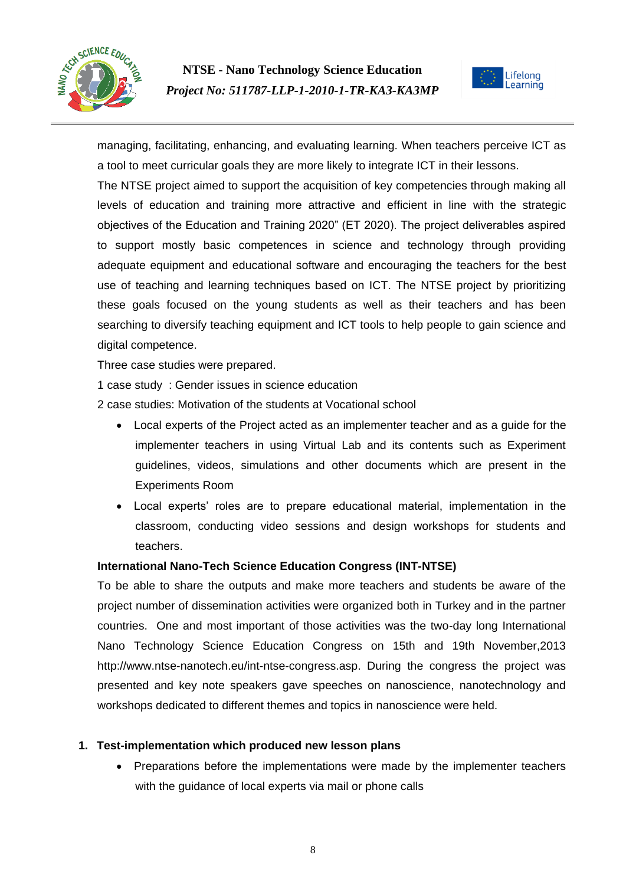managing, facilitating, enhancing, and evaluating learning. When teachers perceive ICT as a tool to meet curricular goals they are more likely to integrate ICT in their lessons.

The NTSE project aimed to support the acquisition of key competencies through making all levels of education and training more attractive and efficient in line with the strategic objectives of the Education and Training 2020" (ET 2020). The project deliverables aspired to support mostly basic competences in science and technology through providing adequate equipment and educational software and encouraging the teachers for the best use of teaching and learning techniques based on ICT. The NTSE project by prioritizing these goals focused on the young students as well as their teachers and has been searching to diversify teaching equipment and ICT tools to help people to gain science and digital competence.

Three case studies were prepared.

1 case study : Gender issues in science education

2 case studies: Motivation of the students at Vocational school

- Local experts of the Project acted as an implementer teacher and as a guide for the implementer teachers in using Virtual Lab and its contents such as Experiment guidelines, videos, simulations and other documents which are present in the Experiments Room
- Local experts' roles are to prepare educational material, implementation in the classroom, conducting video sessions and design workshops for students and teachers.

**International Nano-Tech Science Education Congress (INT-NTSE)**

To be able to share the outputs and make more teachers and students be aware of the project number of dissemination activities were organized both in Turkey and in the partner countries. One and most important of those activities was the two-day long International Nano Technology Science Education Congress on 15th and 19th November,2013 http://www.ntse-nanotech.eu/int-ntse-congress.asp. During the congress the project was presented and key note speakers gave speeches on nanoscience, nanotechnology and workshops dedicated to different themes and topics in nanoscience were held.

1. **Test-implementation which produced new lesson plans**
   - Preparations before the implementations were made by the implementer teachers with the guidance of local experts via mail or phone calls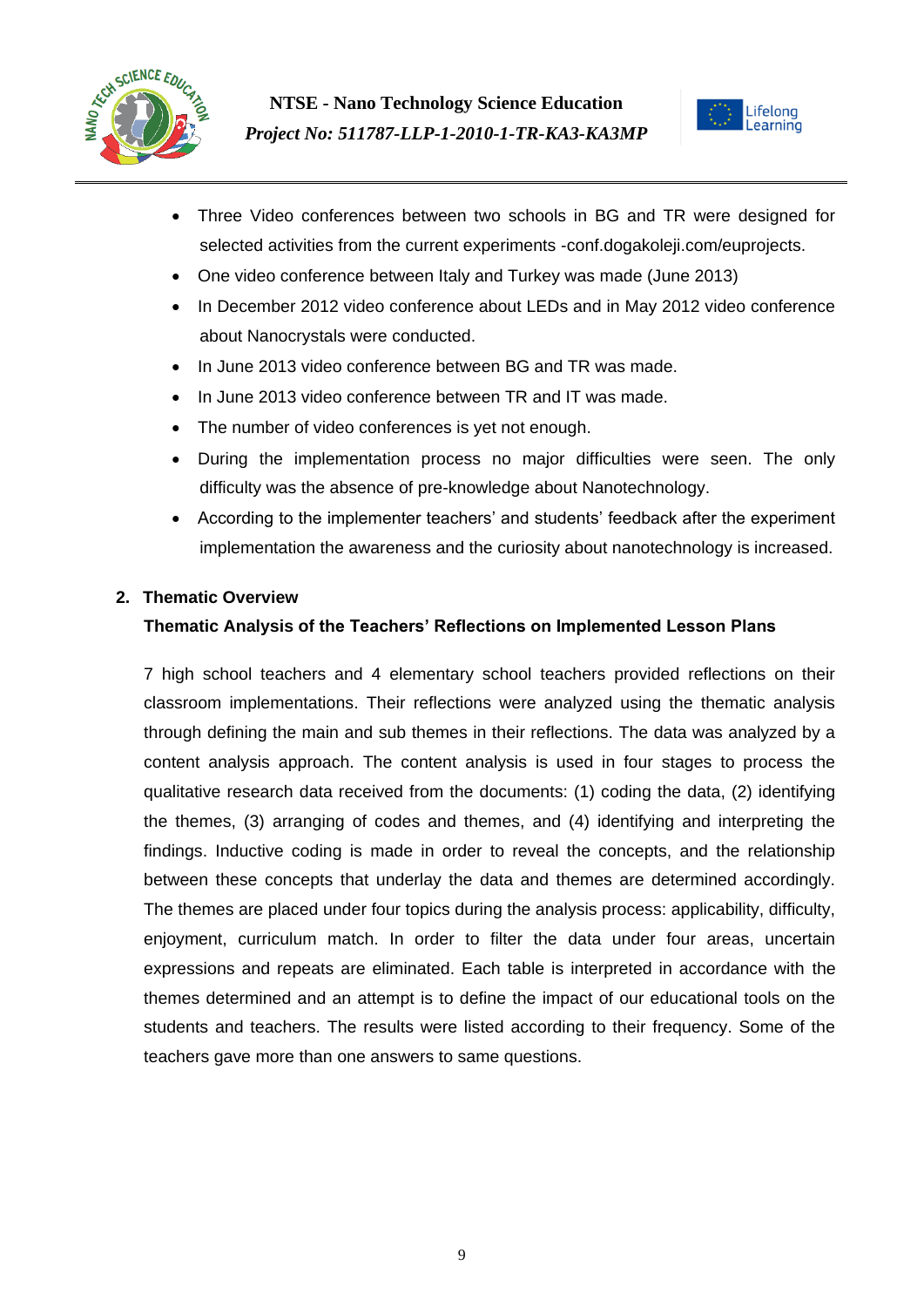- Three Video conferences between two schools in BG and TR were designed for selected activities from the current experiments -conf.dogakoleji.com/euprojects.
- One video conference between Italy and Turkey was made (June 2013)
- In December 2012 video conference about LEDs and in May 2012 video conference about Nanocrystals were conducted.
- In June 2013 video conference between BG and TR was made.
- In June 2013 video conference between TR and IT was made.
- The number of video conferences is yet not enough.
- During the implementation process no major difficulties were seen. The only difficulty was the absence of pre-knowledge about Nanotechnology.
- According to the implementer teachers' and students' feedback after the experiment implementation the awareness and the curiosity about nanotechnology is increased.

## 2. Thematic Overview

### Thematic Analysis of the Teachers' Reflections on Implemented Lesson Plans

7 high school teachers and 4 elementary school teachers provided reflections on their classroom implementations. Their reflections were analyzed using the thematic analysis through defining the main and sub themes in their reflections. The data was analyzed by a content analysis approach. The content analysis is used in four stages to process the qualitative research data received from the documents: (1) coding the data, (2) identifying the themes, (3) arranging of codes and themes, and (4) identifying and interpreting the findings. Inductive coding is made in order to reveal the concepts, and the relationship between these concepts that underlay the data and themes are determined accordingly. The themes are placed under four topics during the analysis process: applicability, difficulty, enjoyment, curriculum match. In order to filter the data under four areas, uncertain expressions and repeats are eliminated. Each table is interpreted in accordance with the themes determined and an attempt is to define the impact of our educational tools on the students and teachers. The results were listed according to their frequency. Some of the teachers gave more than one answers to same questions.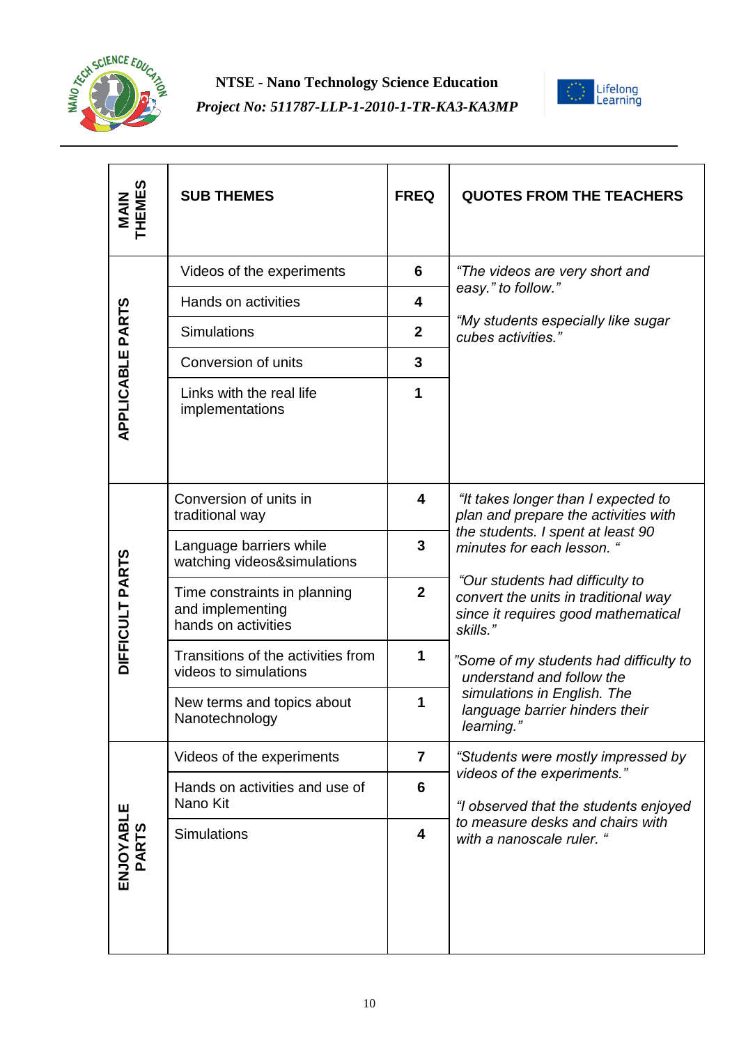| MAIN THEMES | SUB THEMES | FREQ | QUOTES FROM THE TEACHERS |
|---|---|---|---|
| APPLICABLE PARTS | Videos of the experiments | 6 | *"The videos are very short and easy." to follow."* *"My students especially like sugar cubes activities."* |
| | Hands on activities | 4 | |
| | Simulations | 2 | |
| | Conversion of units | 3 | |
| | Links with the real life implementations | 1 | |
| DIFFICULT PARTS | Conversion of units in traditional way | 4 | *"It takes longer than I expected to plan and prepare the activities with the students. I spent at least 90 minutes for each lesson. "* *"Our students had difficulty to convert the units in traditional way since it requires good mathematical skills."* *"Some of my students had difficulty to understand and follow the simulations in English. The language barrier hinders their learning."* |
| | Language barriers while watching videos&simulations | 3 | |
| | Time constraints in planning and implementing hands on activities | 2 | |
| | Transitions of the activities from videos to simulations | 1 | |
| | New terms and topics about Nanotechnology | 1 | |
| ENJOYABLE PARTS | Videos of the experiments | 7 | *"Students were mostly impressed by videos of the experiments."* *"I observed that the students enjoyed to measure desks and chairs with with a nanoscale ruler. "* |
| | Hands on activities and use of Nano Kit | 6 | |
| | Simulations | 4 | |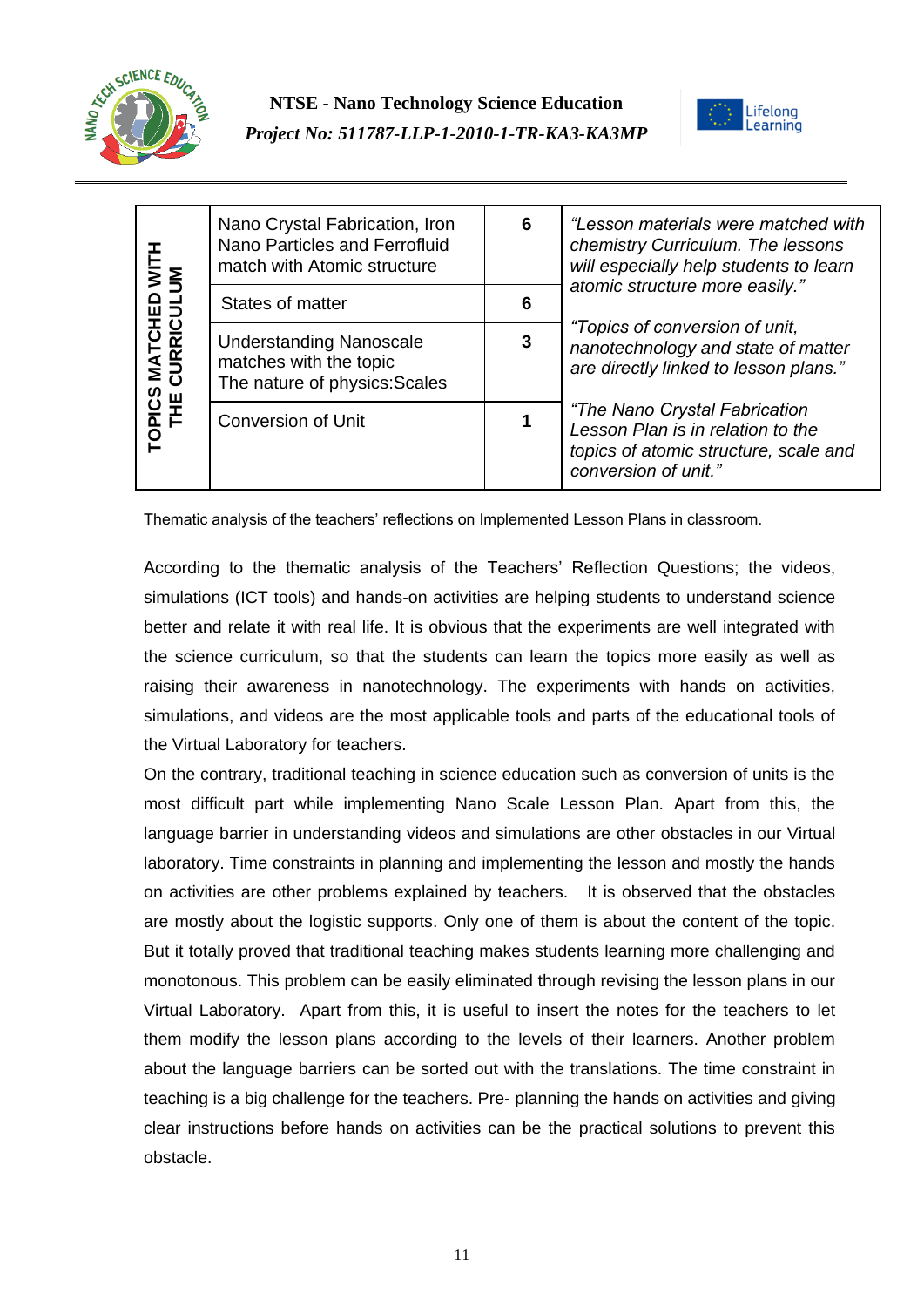| TOPICS MATCHED WITH THE CURRICULUM | | | |
|---|---|---|---|
| | Nano Crystal Fabrication, Iron Nano Particles and Ferrofluid match with Atomic structure | **6** | *"Lesson materials were matched with chemistry Curriculum. The lessons will especially help students to learn atomic structure more easily."* |
| | States of matter | **6** | *"Topics of conversion of unit, nanotechnology and state of matter are directly linked to lesson plans."* |
| | Understanding Nanoscale matches with the topic The nature of physics:Scales | **3** | |
| | Conversion of Unit | **1** | *"The Nano Crystal Fabrication Lesson Plan is in relation to the topics of atomic structure, scale and conversion of unit."* |

Thematic analysis of the teachers' reflections on Implemented Lesson Plans in classroom.

According to the thematic analysis of the Teachers' Reflection Questions; the videos, simulations (ICT tools) and hands-on activities are helping students to understand science better and relate it with real life. It is obvious that the experiments are well integrated with the science curriculum, so that the students can learn the topics more easily as well as raising their awareness in nanotechnology. The experiments with hands on activities, simulations, and videos are the most applicable tools and parts of the educational tools of the Virtual Laboratory for teachers.

On the contrary, traditional teaching in science education such as conversion of units is the most difficult part while implementing Nano Scale Lesson Plan. Apart from this, the language barrier in understanding videos and simulations are other obstacles in our Virtual laboratory. Time constraints in planning and implementing the lesson and mostly the hands on activities are other problems explained by teachers. It is observed that the obstacles are mostly about the logistic supports. Only one of them is about the content of the topic. But it totally proved that traditional teaching makes students learning more challenging and monotonous. This problem can be easily eliminated through revising the lesson plans in our Virtual Laboratory. Apart from this, it is useful to insert the notes for the teachers to let them modify the lesson plans according to the levels of their learners. Another problem about the language barriers can be sorted out with the translations. The time constraint in teaching is a big challenge for the teachers. Pre- planning the hands on activities and giving clear instructions before hands on activities can be the practical solutions to prevent this obstacle.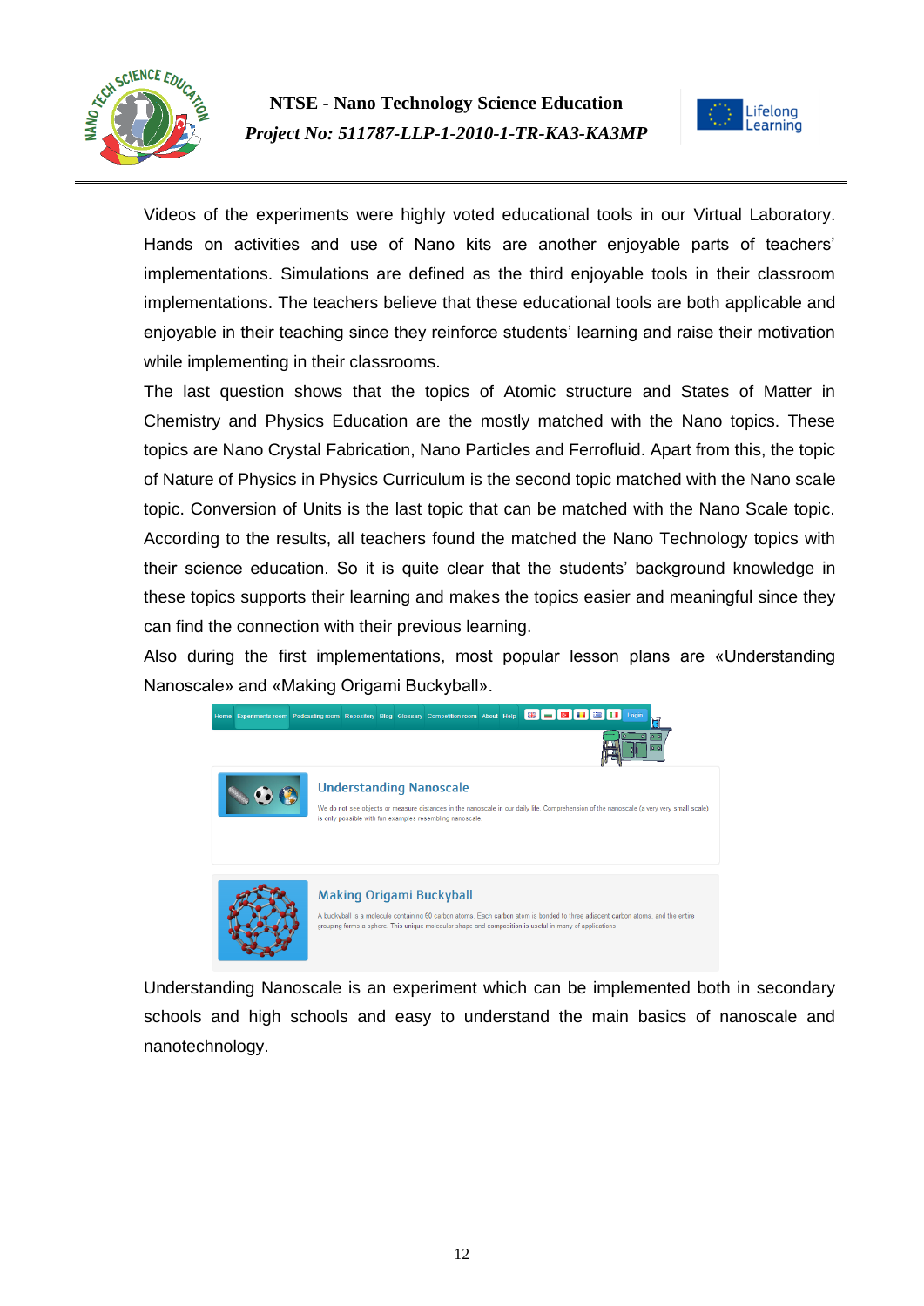Videos of the experiments were highly voted educational tools in our Virtual Laboratory. Hands on activities and use of Nano kits are another enjoyable parts of teachers' implementations. Simulations are defined as the third enjoyable tools in their classroom implementations. The teachers believe that these educational tools are both applicable and enjoyable in their teaching since they reinforce students' learning and raise their motivation while implementing in their classrooms.

The last question shows that the topics of Atomic structure and States of Matter in Chemistry and Physics Education are the mostly matched with the Nano topics. These topics are Nano Crystal Fabrication, Nano Particles and Ferrofluid. Apart from this, the topic of Nature of Physics in Physics Curriculum is the second topic matched with the Nano scale topic. Conversion of Units is the last topic that can be matched with the Nano Scale topic. According to the results, all teachers found the matched the Nano Technology topics with their science education. So it is quite clear that the students' background knowledge in these topics supports their learning and makes the topics easier and meaningful since they can find the connection with their previous learning.

Also during the first implementations, most popular lesson plans are «Understanding Nanoscale» and «Making Origami Buckyball».

Understanding Nanoscale is an experiment which can be implemented both in secondary schools and high schools and easy to understand the main basics of nanoscale and nanotechnology.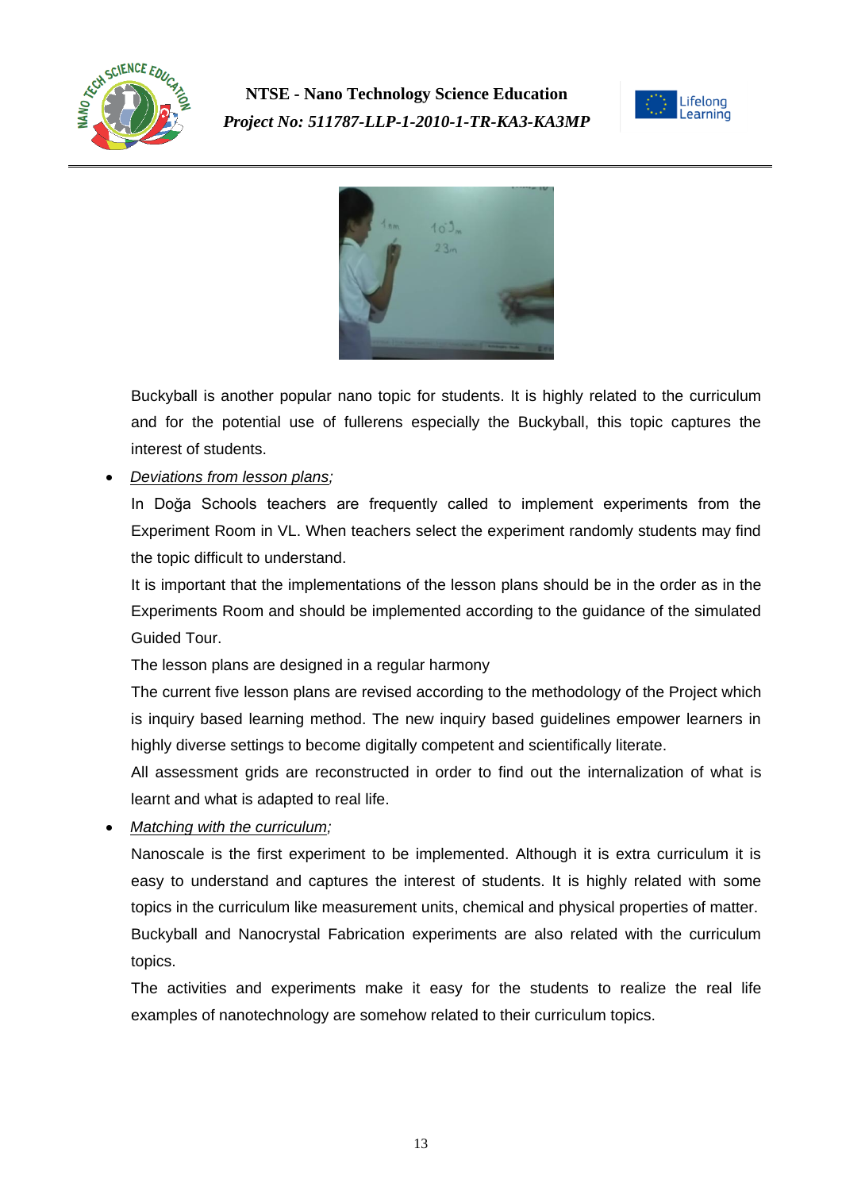Buckyball is another popular nano topic for students. It is highly related to the curriculum and for the potential use of fullerens especially the Buckyball, this topic captures the interest of students.

- *Deviations from lesson plans;*

  In Doğa Schools teachers are frequently called to implement experiments from the Experiment Room in VL. When teachers select the experiment randomly students may find the topic difficult to understand.

  It is important that the implementations of the lesson plans should be in the order as in the Experiments Room and should be implemented according to the guidance of the simulated Guided Tour.

  The lesson plans are designed in a regular harmony

  The current five lesson plans are revised according to the methodology of the Project which is inquiry based learning method. The new inquiry based guidelines empower learners in highly diverse settings to become digitally competent and scientifically literate.

  All assessment grids are reconstructed in order to find out the internalization of what is learnt and what is adapted to real life.

- *Matching with the curriculum;*

  Nanoscale is the first experiment to be implemented. Although it is extra curriculum it is easy to understand and captures the interest of students. It is highly related with some topics in the curriculum like measurement units, chemical and physical properties of matter. Buckyball and Nanocrystal Fabrication experiments are also related with the curriculum topics.

  The activities and experiments make it easy for the students to realize the real life examples of nanotechnology are somehow related to their curriculum topics.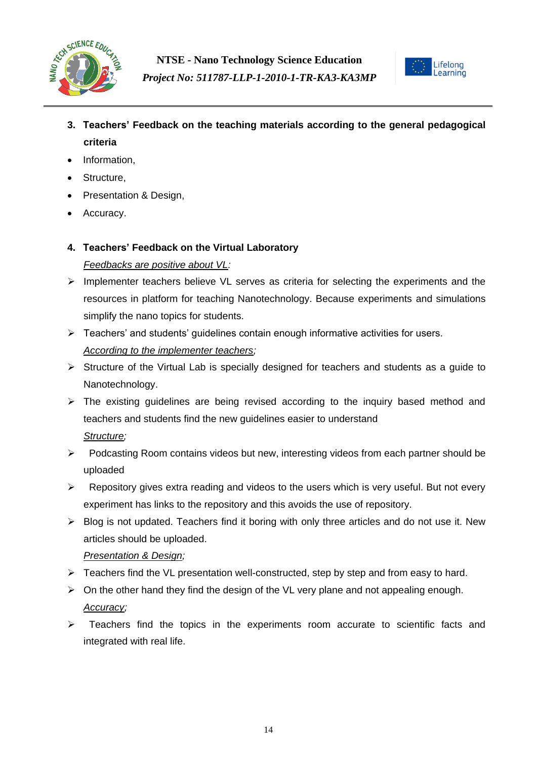**3. Teachers' Feedback on the teaching materials according to the general pedagogical criteria**

- Information,
- Structure,
- Presentation & Design,
- Accuracy.

**4. Teachers' Feedback on the Virtual Laboratory**

*Feedbacks are positive about VL:*

- Implementer teachers believe VL serves as criteria for selecting the experiments and the resources in platform for teaching Nanotechnology. Because experiments and simulations simplify the nano topics for students.
- Teachers' and students' guidelines contain enough informative activities for users.

*According to the implementer teachers;*

- Structure of the Virtual Lab is specially designed for teachers and students as a guide to Nanotechnology.
- The existing guidelines are being revised according to the inquiry based method and teachers and students find the new guidelines easier to understand

*Structure;*

- Podcasting Room contains videos but new, interesting videos from each partner should be uploaded
- Repository gives extra reading and videos to the users which is very useful. But not every experiment has links to the repository and this avoids the use of repository.
- Blog is not updated. Teachers find it boring with only three articles and do not use it. New articles should be uploaded.

*Presentation & Design;*

- Teachers find the VL presentation well-constructed, step by step and from easy to hard.
- On the other hand they find the design of the VL very plane and not appealing enough.

*Accuracy;*

- Teachers find the topics in the experiments room accurate to scientific facts and integrated with real life.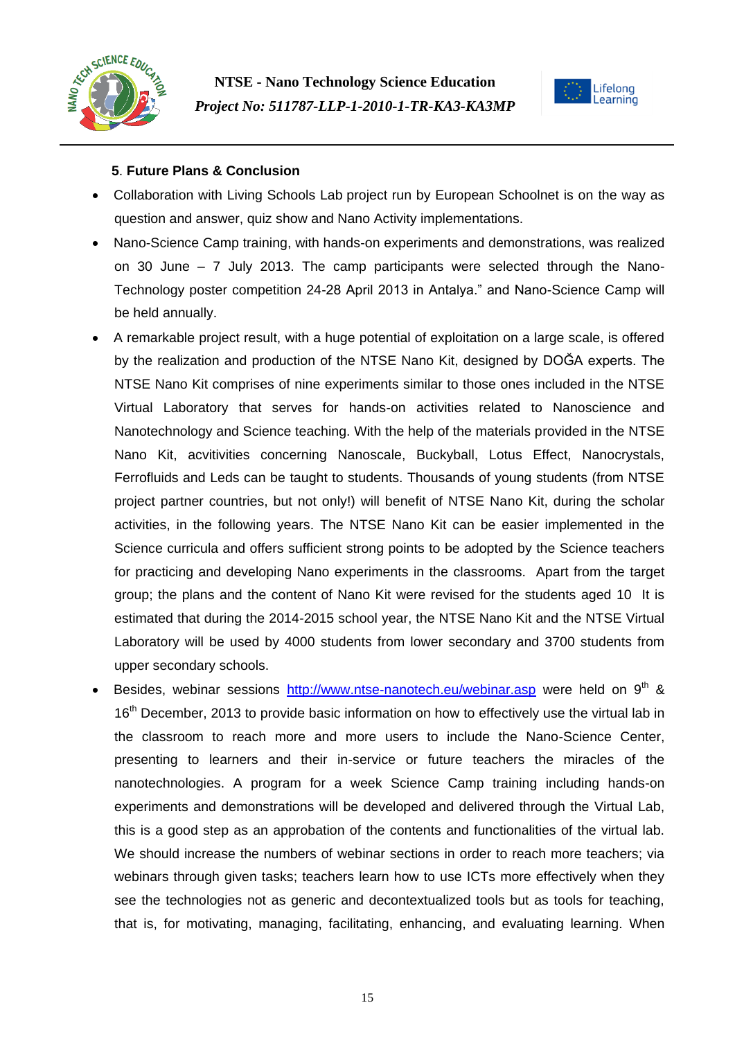**5. Future Plans & Conclusion**

- Collaboration with Living Schools Lab project run by European Schoolnet is on the way as question and answer, quiz show and Nano Activity implementations.
- Nano-Science Camp training, with hands-on experiments and demonstrations, was realized on 30 June – 7 July 2013. The camp participants were selected through the Nano-Technology poster competition 24-28 April 2013 in Antalya." and Nano-Science Camp will be held annually.
- A remarkable project result, with a huge potential of exploitation on a large scale, is offered by the realization and production of the NTSE Nano Kit, designed by DOĞA experts. The NTSE Nano Kit comprises of nine experiments similar to those ones included in the NTSE Virtual Laboratory that serves for hands-on activities related to Nanoscience and Nanotechnology and Science teaching. With the help of the materials provided in the NTSE Nano Kit, acvitivities concerning Nanoscale, Buckyball, Lotus Effect, Nanocrystals, Ferrofluids and Leds can be taught to students. Thousands of young students (from NTSE project partner countries, but not only!) will benefit of NTSE Nano Kit, during the scholar activities, in the following years. The NTSE Nano Kit can be easier implemented in the Science curricula and offers sufficient strong points to be adopted by the Science teachers for practicing and developing Nano experiments in the classrooms. Apart from the target group; the plans and the content of Nano Kit were revised for the students aged 10 It is estimated that during the 2014-2015 school year, the NTSE Nano Kit and the NTSE Virtual Laboratory will be used by 4000 students from lower secondary and 3700 students from upper secondary schools.
- Besides, webinar sessions http://www.ntse-nanotech.eu/webinar.asp were held on 9th & 16th December, 2013 to provide basic information on how to effectively use the virtual lab in the classroom to reach more and more users to include the Nano-Science Center, presenting to learners and their in-service or future teachers the miracles of the nanotechnologies. A program for a week Science Camp training including hands-on experiments and demonstrations will be developed and delivered through the Virtual Lab, this is a good step as an approbation of the contents and functionalities of the virtual lab. We should increase the numbers of webinar sections in order to reach more teachers; via webinars through given tasks; teachers learn how to use ICTs more effectively when they see the technologies not as generic and decontextualized tools but as tools for teaching, that is, for motivating, managing, facilitating, enhancing, and evaluating learning. When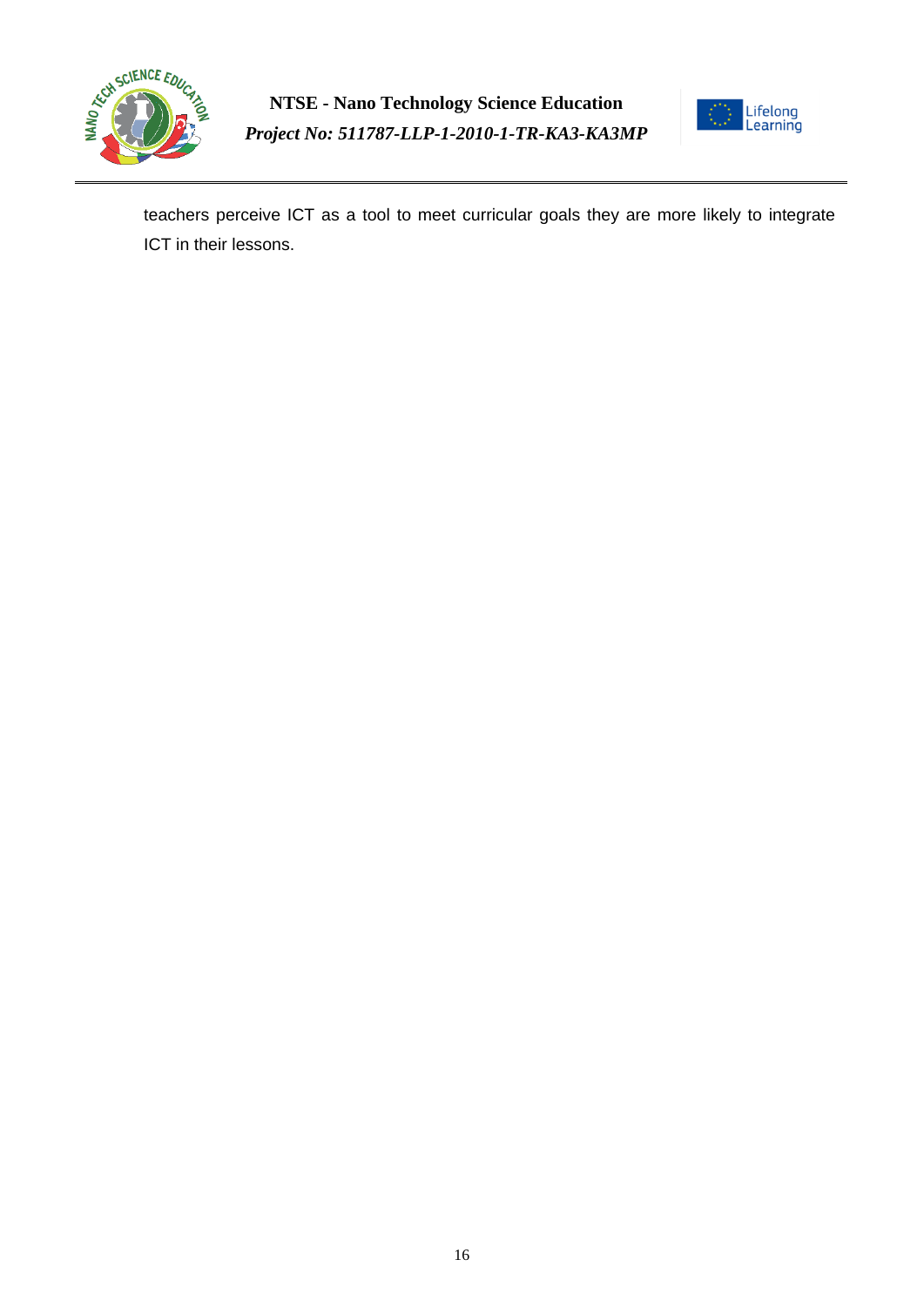teachers perceive ICT as a tool to meet curricular goals they are more likely to integrate ICT in their lessons.